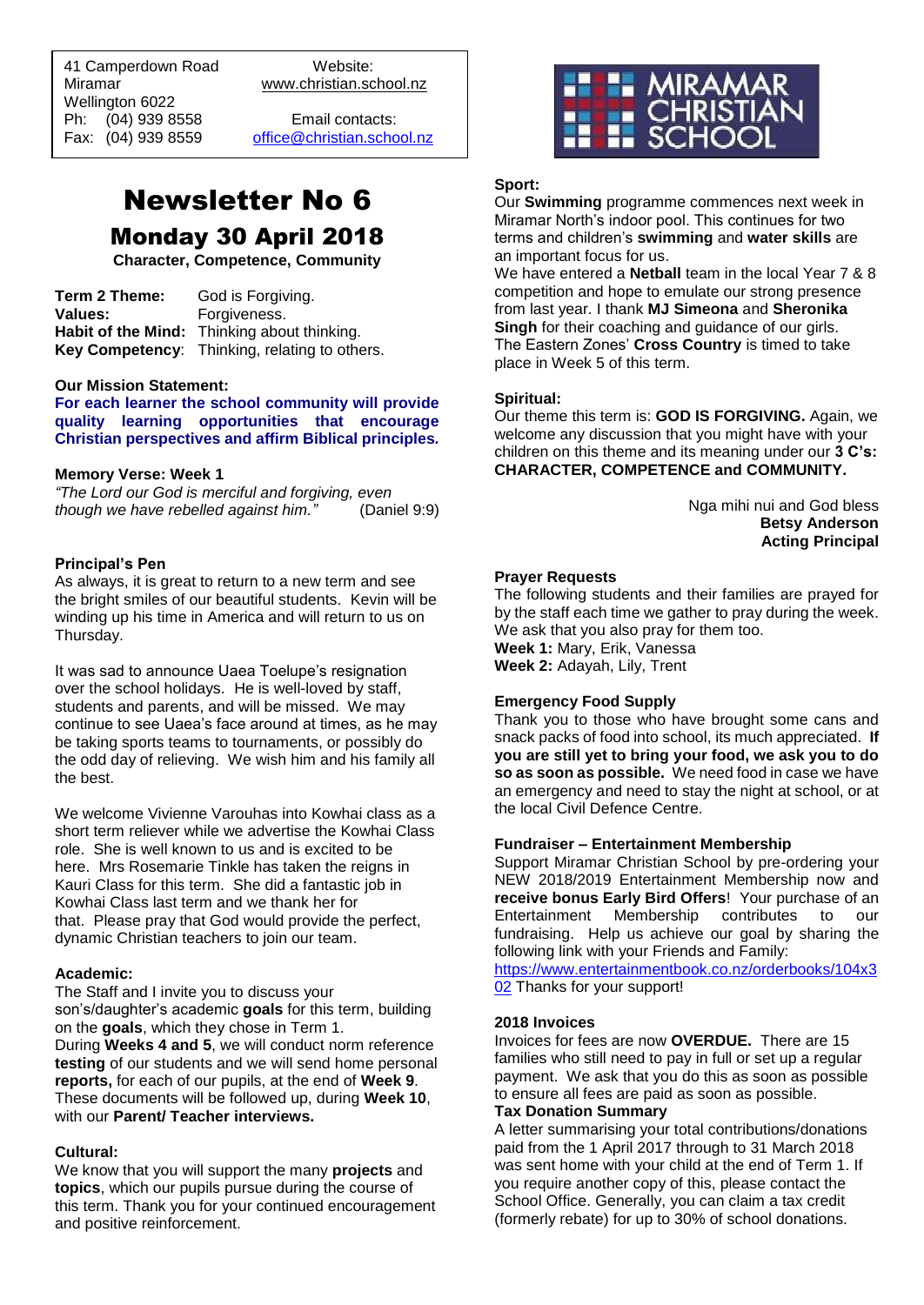41 Camperdown Road
Miramar
Wellington 6022
Ph: (04) 939 8558
Fax: (04) 939 8559

Website:
www.christian.school.nz

Email contacts:
office@christian.school.nz

MIRAMAR CHRISTIAN SCHOOL

# Newsletter No 6

## Monday 30 April 2018

**Character, Competence, Community**

**Term 2 Theme:** God is Forgiving.
**Values:** Forgiveness.
**Habit of the Mind:** Thinking about thinking.
**Key Competency**: Thinking, relating to others.

**Our Mission Statement:**
**For each learner the school community will provide quality learning opportunities that encourage Christian perspectives and affirm Biblical principles.**

**Memory Verse: Week 1**
*"The Lord our God is merciful and forgiving, even though we have rebelled against him."* (Daniel 9:9)

### Principal's Pen

As always, it is great to return to a new term and see the bright smiles of our beautiful students. Kevin will be winding up his time in America and will return to us on Thursday.

It was sad to announce Uaea Toelupe's resignation over the school holidays. He is well-loved by staff, students and parents, and will be missed. We may continue to see Uaea's face around at times, as he may be taking sports teams to tournaments, or possibly do the odd day of relieving. We wish him and his family all the best.

We welcome Vivienne Varouhas into Kowhai class as a short term reliever while we advertise the Kowhai Class role. She is well known to us and is excited to be here. Mrs Rosemarie Tinkle has taken the reigns in Kauri Class for this term. She did a fantastic job in Kowhai Class last term and we thank her for that. Please pray that God would provide the perfect, dynamic Christian teachers to join our team.

### Academic:

The Staff and I invite you to discuss your son's/daughter's academic **goals** for this term, building on the **goals**, which they chose in Term 1.
During **Weeks 4 and 5**, we will conduct norm reference **testing** of our students and we will send home personal **reports,** for each of our pupils, at the end of **Week 9**. These documents will be followed up, during **Week 10**, with our **Parent/ Teacher interviews.**

### Cultural:

We know that you will support the many **projects** and **topics**, which our pupils pursue during the course of this term. Thank you for your continued encouragement and positive reinforcement.

### Sport:

Our **Swimming** programme commences next week in Miramar North's indoor pool. This continues for two terms and children's **swimming** and **water skills** are an important focus for us.
We have entered a **Netball** team in the local Year 7 & 8 competition and hope to emulate our strong presence from last year. I thank **MJ Simeona** and **Sheronika Singh** for their coaching and guidance of our girls.
The Eastern Zones' **Cross Country** is timed to take place in Week 5 of this term.

### Spiritual:

Our theme this term is: **GOD IS FORGIVING.** Again, we welcome any discussion that you might have with your children on this theme and its meaning under our **3 C's: CHARACTER, COMPETENCE and COMMUNITY.**

Nga mihi nui and God bless
**Betsy Anderson**
**Acting Principal**

### Prayer Requests

The following students and their families are prayed for by the staff each time we gather to pray during the week. We ask that you also pray for them too.
**Week 1:** Mary, Erik, Vanessa
**Week 2:** Adayah, Lily, Trent

### Emergency Food Supply

Thank you to those who have brought some cans and snack packs of food into school, its much appreciated. **If you are still yet to bring your food, we ask you to do so as soon as possible.** We need food in case we have an emergency and need to stay the night at school, or at the local Civil Defence Centre.

### Fundraiser – Entertainment Membership

Support Miramar Christian School by pre-ordering your NEW 2018/2019 Entertainment Membership now and **receive bonus Early Bird Offers**! Your purchase of an Entertainment Membership contributes to our fundraising. Help us achieve our goal by sharing the following link with your Friends and Family:
https://www.entertainmentbook.co.nz/orderbooks/104x302 Thanks for your support!

### 2018 Invoices

Invoices for fees are now **OVERDUE.** There are 15 families who still need to pay in full or set up a regular payment. We ask that you do this as soon as possible to ensure all fees are paid as soon as possible.

**Tax Donation Summary**
A letter summarising your total contributions/donations paid from the 1 April 2017 through to 31 March 2018 was sent home with your child at the end of Term 1. If you require another copy of this, please contact the School Office. Generally, you can claim a tax credit (formerly rebate) for up to 30% of school donations.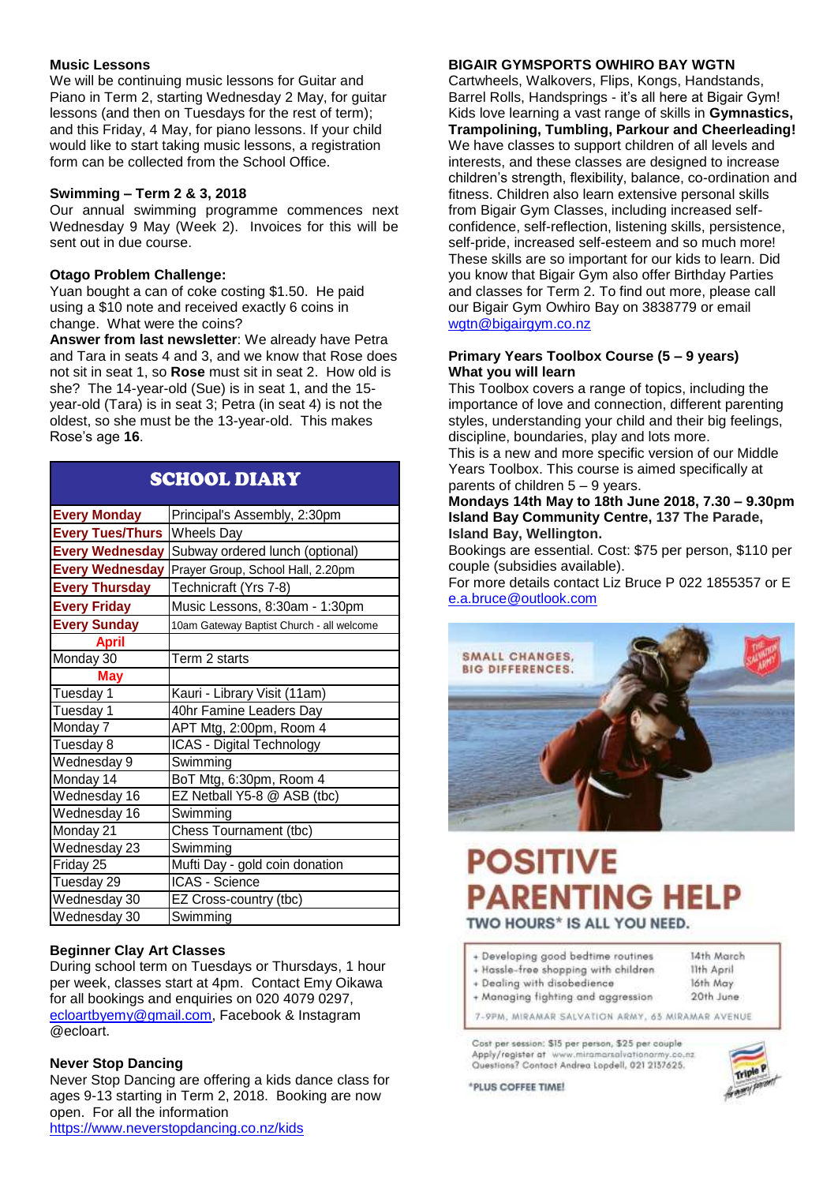**Music Lessons**

We will be continuing music lessons for Guitar and Piano in Term 2, starting Wednesday 2 May, for guitar lessons (and then on Tuesdays for the rest of term); and this Friday, 4 May, for piano lessons. If your child would like to start taking music lessons, a registration form can be collected from the School Office.

**Swimming – Term 2 & 3, 2018**

Our annual swimming programme commences next Wednesday 9 May (Week 2). Invoices for this will be sent out in due course.

**Otago Problem Challenge:**

Yuan bought a can of coke costing $1.50. He paid using a $10 note and received exactly 6 coins in change. What were the coins?

**Answer from last newsletter**: We already have Petra and Tara in seats 4 and 3, and we know that Rose does not sit in seat 1, so **Rose** must sit in seat 2. How old is she? The 14-year-old (Sue) is in seat 1, and the 15-year-old (Tara) is in seat 3; Petra (in seat 4) is not the oldest, so she must be the 13-year-old. This makes Rose's age **16**.

## SCHOOL DIARY

| | |
|---|---|
| **Every Monday** | Principal's Assembly, 2:30pm |
| **Every Tues/Thurs** | Wheels Day |
| **Every Wednesday** | Subway ordered lunch (optional) |
| **Every Wednesday** | Prayer Group, School Hall, 2.20pm |
| **Every Thursday** | Technicraft (Yrs 7-8) |
| **Every Friday** | Music Lessons, 8:30am - 1:30pm |
| **Every Sunday** | 10am Gateway Baptist Church - all welcome |
| **April** | |
| Monday 30 | Term 2 starts |
| **May** | |
| Tuesday 1 | Kauri - Library Visit (11am) |
| Tuesday 1 | 40hr Famine Leaders Day |
| Monday 7 | APT Mtg, 2:00pm, Room 4 |
| Tuesday 8 | ICAS - Digital Technology |
| Wednesday 9 | Swimming |
| Monday 14 | BoT Mtg, 6:30pm, Room 4 |
| Wednesday 16 | EZ Netball Y5-8 @ ASB (tbc) |
| Wednesday 16 | Swimming |
| Monday 21 | Chess Tournament (tbc) |
| Wednesday 23 | Swimming |
| Friday 25 | Mufti Day - gold coin donation |
| Tuesday 29 | ICAS - Science |
| Wednesday 30 | EZ Cross-country (tbc) |
| Wednesday 30 | Swimming |

**Beginner Clay Art Classes**

During school term on Tuesdays or Thursdays, 1 hour per week, classes start at 4pm. Contact Emy Oikawa for all bookings and enquiries on 020 4079 0297, ecloartbyemy@gmail.com, Facebook & Instagram @ecloart.

**Never Stop Dancing**

Never Stop Dancing are offering a kids dance class for ages 9-13 starting in Term 2, 2018. Booking are now open. For all the information https://www.neverstopdancing.co.nz/kids

**BIGAIR GYMSPORTS OWHIRO BAY WGTN**

Cartwheels, Walkovers, Flips, Kongs, Handstands, Barrel Rolls, Handsprings - it's all here at Bigair Gym! Kids love learning a vast range of skills in **Gymnastics, Trampolining, Tumbling, Parkour and Cheerleading!** We have classes to support children of all levels and interests, and these classes are designed to increase children's strength, flexibility, balance, co-ordination and fitness. Children also learn extensive personal skills from Bigair Gym Classes, including increased self-confidence, self-reflection, listening skills, persistence, self-pride, increased self-esteem and so much more! These skills are so important for our kids to learn. Did you know that Bigair Gym also offer Birthday Parties and classes for Term 2. To find out more, please call our Bigair Gym Owhiro Bay on 3838779 or email wgtn@bigairgym.co.nz

**Primary Years Toolbox Course (5 – 9 years)**
**What you will learn**

This Toolbox covers a range of topics, including the importance of love and connection, different parenting styles, understanding your child and their big feelings, discipline, boundaries, play and lots more.

This is a new and more specific version of our Middle Years Toolbox. This course is aimed specifically at parents of children 5 – 9 years.

**Mondays 14th May to 18th June 2018, 7.30 – 9.30pm**
**Island Bay Community Centre,** **137 The Parade, Island Bay, Wellington.**

Bookings are essential. Cost: $75 per person, $110 per couple (subsidies available).

For more details contact Liz Bruce P 022 1855357 or E e.a.bruce@outlook.com

SMALL CHANGES, BIG DIFFERENCES.

THE SALVATION ARMY

# POSITIVE PARENTING HELP

TWO HOURS* IS ALL YOU NEED.

| | |
|---|---|
| + Developing good bedtime routines | 14th March |
| + Hassle-free shopping with children | 11th April |
| + Dealing with disobedience | 16th May |
| + Managing fighting and aggression | 20th June |

7-9PM, MIRAMAR SALVATION ARMY, 65 MIRAMAR AVENUE

Cost per session: $15 per person, $25 per couple
Apply/register at www.miramarsalvationarmy.co.nz
Questions? Contact Andrea Lopdell, 021 2137625.

*PLUS COFFEE TIME!

Triple P